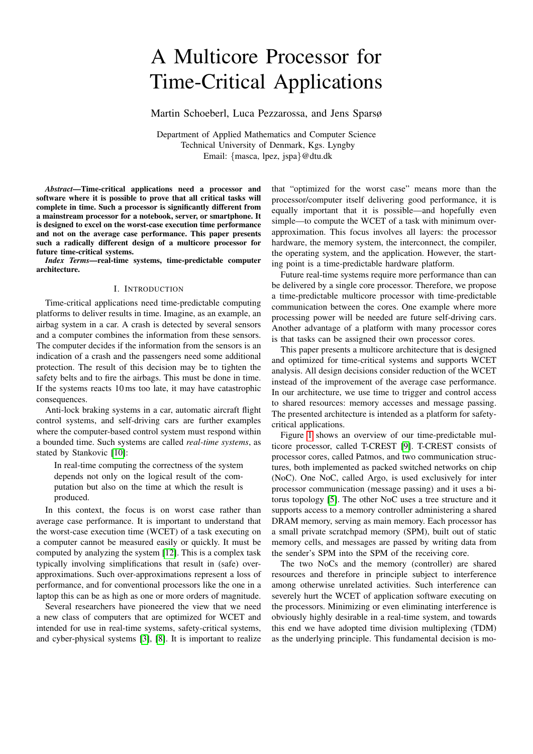# A Multicore Processor for Time-Critical Applications

Martin Schoeberl, Luca Pezzarossa, and Jens Sparsø

Department of Applied Mathematics and Computer Science
Technical University of Denmark, Kgs. Lyngby
Email: {masca, lpez, jspa}@dtu.dk

***Abstract*—Time-critical applications need a processor and software where it is possible to prove that all critical tasks will complete in time. Such a processor is significantly different from a mainstream processor for a notebook, server, or smartphone. It is designed to excel on the worst-case execution time performance and not on the average case performance. This paper presents such a radically different design of a multicore processor for future time-critical systems.**

***Index Terms*—real-time systems, time-predictable computer architecture.**

## I. Introduction

Time-critical applications need time-predictable computing platforms to deliver results in time. Imagine, as an example, an airbag system in a car. A crash is detected by several sensors and a computer combines the information from these sensors. The computer decides if the information from the sensors is an indication of a crash and the passengers need some additional protection. The result of this decision may be to tighten the safety belts and to fire the airbags. This must be done in time. If the systems reacts 10 ms too late, it may have catastrophic consequences.

Anti-lock braking systems in a car, automatic aircraft flight control systems, and self-driving cars are further examples where the computer-based control system must respond within a bounded time. Such systems are called *real-time systems*, as stated by Stankovic [10]:

> In real-time computing the correctness of the system depends not only on the logical result of the computation but also on the time at which the result is produced.

In this context, the focus is on worst case rather than average case performance. It is important to understand that the worst-case execution time (WCET) of a task executing on a computer cannot be measured easily or quickly. It must be computed by analyzing the system [12]. This is a complex task typically involving simplifications that result in (safe) over-approximations. Such over-approximations represent a loss of performance, and for conventional processors like the one in a laptop this can be as high as one or more orders of magnitude.

Several researchers have pioneered the view that we need a new class of computers that are optimized for WCET and intended for use in real-time systems, safety-critical systems, and cyber-physical systems [3], [8]. It is important to realize that "optimized for the worst case" means more than the processor/computer itself delivering good performance, it is equally important that it is possible—and hopefully even simple—to compute the WCET of a task with minimum over-approximation. This focus involves all layers: the processor hardware, the memory system, the interconnect, the compiler, the operating system, and the application. However, the starting point is a time-predictable hardware platform.

Future real-time systems require more performance than can be delivered by a single core processor. Therefore, we propose a time-predictable multicore processor with time-predictable communication between the cores. One example where more processing power will be needed are future self-driving cars. Another advantage of a platform with many processor cores is that tasks can be assigned their own processor cores.

This paper presents a multicore architecture that is designed and optimized for time-critical systems and supports WCET analysis. All design decisions consider reduction of the WCET instead of the improvement of the average case performance. In our architecture, we use time to trigger and control access to shared resources: memory accesses and message passing. The presented architecture is intended as a platform for safety-critical applications.

Figure 1 shows an overview of our time-predictable multicore processor, called T-CREST [9]. T-CREST consists of processor cores, called Patmos, and two communication structures, both implemented as packed switched networks on chip (NoC). One NoC, called Argo, is used exclusively for inter processor communication (message passing) and it uses a bi-torus topology [5]. The other NoC uses a tree structure and it supports access to a memory controller administering a shared DRAM memory, serving as main memory. Each processor has a small private scratchpad memory (SPM), built out of static memory cells, and messages are passed by writing data from the sender's SPM into the SPM of the receiving core.

The two NoCs and the memory (controller) are shared resources and therefore in principle subject to interference among otherwise unrelated activities. Such interference can severely hurt the WCET of application software executing on the processors. Minimizing or even eliminating interference is obviously highly desirable in a real-time system, and towards this end we have adopted time division multiplexing (TDM) as the underlying principle. This fundamental decision is mo-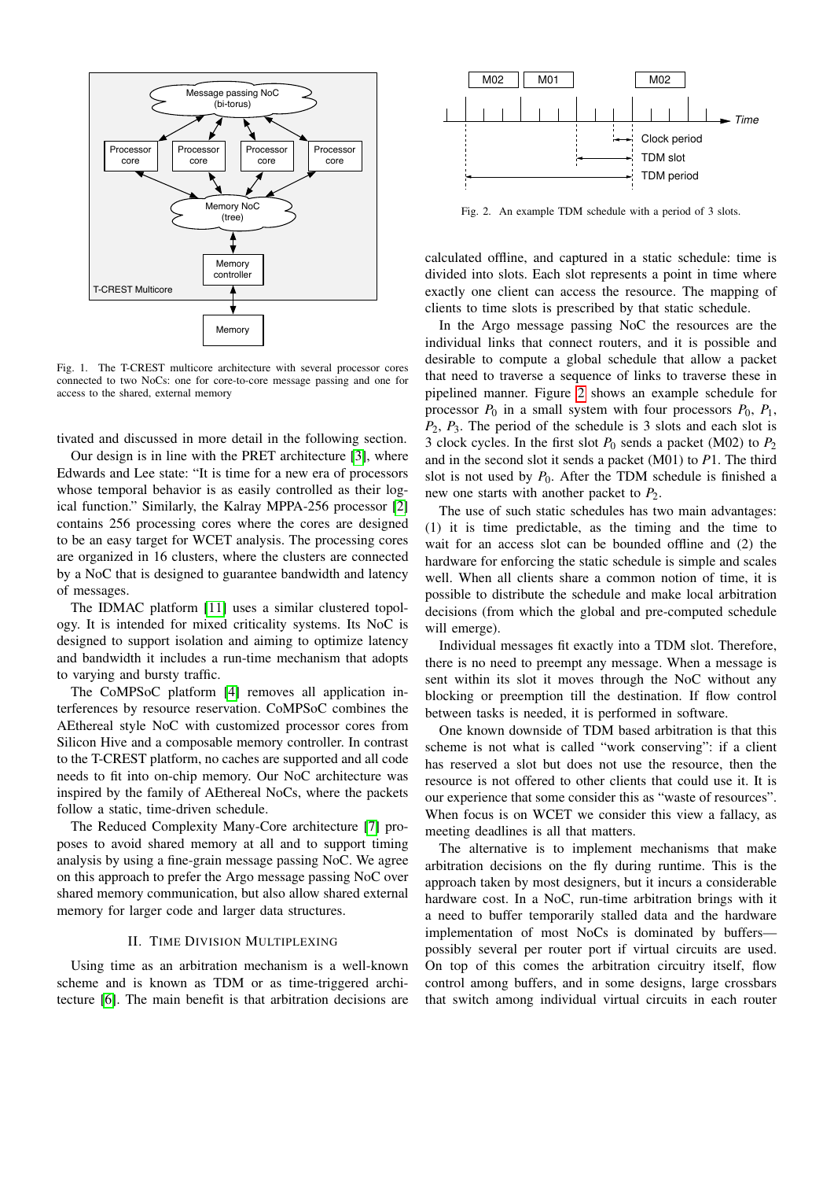Fig. 1. The T-CREST multicore architecture with several processor cores connected to two NoCs: one for core-to-core message passing and one for access to the shared, external memory

tivated and discussed in more detail in the following section.

Our design is in line with the PRET architecture [3], where Edwards and Lee state: "It is time for a new era of processors whose temporal behavior is as easily controlled as their logical function." Similarly, the Kalray MPPA-256 processor [2] contains 256 processing cores where the cores are designed to be an easy target for WCET analysis. The processing cores are organized in 16 clusters, where the clusters are connected by a NoC that is designed to guarantee bandwidth and latency of messages.

The IDMAC platform [11] uses a similar clustered topology. It is intended for mixed criticality systems. Its NoC is designed to support isolation and aiming to optimize latency and bandwidth it includes a run-time mechanism that adopts to varying and bursty traffic.

The CoMPSoC platform [4] removes all application interferences by resource reservation. CoMPSoC combines the AEthereal style NoC with customized processor cores from Silicon Hive and a composable memory controller. In contrast to the T-CREST platform, no caches are supported and all code needs to fit into on-chip memory. Our NoC architecture was inspired by the family of AEthereal NoCs, where the packets follow a static, time-driven schedule.

The Reduced Complexity Many-Core architecture [7] proposes to avoid shared memory at all and to support timing analysis by using a fine-grain message passing NoC. We agree on this approach to prefer the Argo message passing NoC over shared memory communication, but also allow shared external memory for larger code and larger data structures.

## II. Time Division Multiplexing

Using time as an arbitration mechanism is a well-known scheme and is known as TDM or as time-triggered architecture [6]. The main benefit is that arbitration decisions are calculated offline, and captured in a static schedule: time is divided into slots. Each slot represents a point in time where exactly one client can access the resource. The mapping of clients to time slots is prescribed by that static schedule.

Fig. 2. An example TDM schedule with a period of 3 slots.

In the Argo message passing NoC the resources are the individual links that connect routers, and it is possible and desirable to compute a global schedule that allow a packet that need to traverse a sequence of links to traverse these in pipelined manner. Figure 2 shows an example schedule for processor $P_0$ in a small system with four processors $P_0$, $P_1$, $P_2$, $P_3$. The period of the schedule is 3 slots and each slot is 3 clock cycles. In the first slot $P_0$ sends a packet (M02) to $P_2$ and in the second slot it sends a packet (M01) to $P1$. The third slot is not used by $P_0$. After the TDM schedule is finished a new one starts with another packet to $P_2$.

The use of such static schedules has two main advantages: (1) it is time predictable, as the timing and the time to wait for an access slot can be bounded offline and (2) the hardware for enforcing the static schedule is simple and scales well. When all clients share a common notion of time, it is possible to distribute the schedule and make local arbitration decisions (from which the global and pre-computed schedule will emerge).

Individual messages fit exactly into a TDM slot. Therefore, there is no need to preempt any message. When a message is sent within its slot it moves through the NoC without any blocking or preemption till the destination. If flow control between tasks is needed, it is performed in software.

One known downside of TDM based arbitration is that this scheme is not what is called "work conserving": if a client has reserved a slot but does not use the resource, then the resource is not offered to other clients that could use it. It is our experience that some consider this as "waste of resources". When focus is on WCET we consider this view a fallacy, as meeting deadlines is all that matters.

The alternative is to implement mechanisms that make arbitration decisions on the fly during runtime. This is the approach taken by most designers, but it incurs a considerable hardware cost. In a NoC, run-time arbitration brings with it a need to buffer temporarily stalled data and the hardware implementation of most NoCs is dominated by buffers—possibly several per router port if virtual circuits are used. On top of this comes the arbitration circuitry itself, flow control among buffers, and in some designs, large crossbars that switch among individual virtual circuits in each router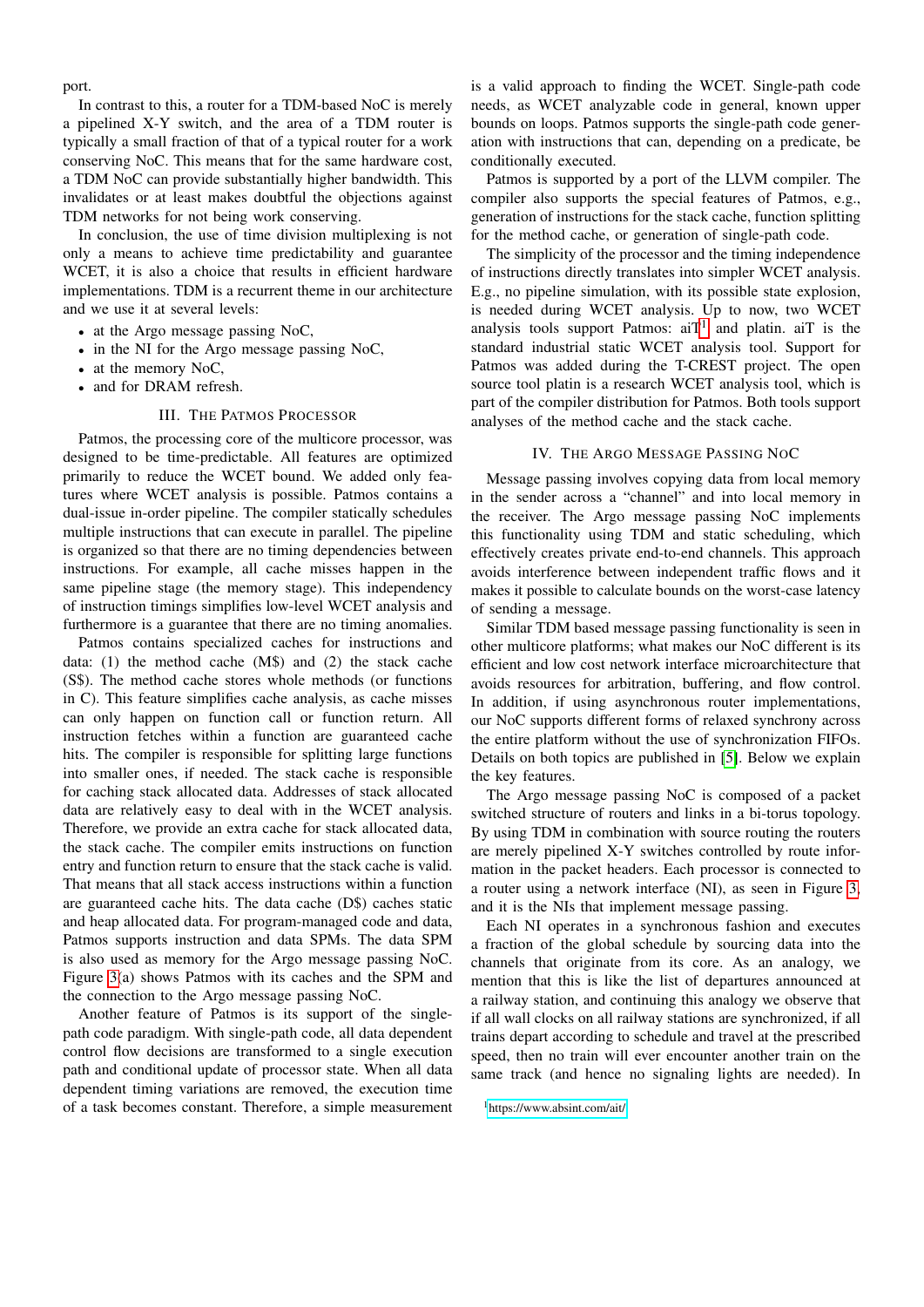port.

In contrast to this, a router for a TDM-based NoC is merely a pipelined X-Y switch, and the area of a TDM router is typically a small fraction of that of a typical router for a work conserving NoC. This means that for the same hardware cost, a TDM NoC can provide substantially higher bandwidth. This invalidates or at least makes doubtful the objections against TDM networks for not being work conserving.

In conclusion, the use of time division multiplexing is not only a means to achieve time predictability and guarantee WCET, it is also a choice that results in efficient hardware implementations. TDM is a recurrent theme in our architecture and we use it at several levels:

- at the Argo message passing NoC,
- in the NI for the Argo message passing NoC,
- at the memory NoC,
- and for DRAM refresh.

## III. The Patmos Processor

Patmos, the processing core of the multicore processor, was designed to be time-predictable. All features are optimized primarily to reduce the WCET bound. We added only features where WCET analysis is possible. Patmos contains a dual-issue in-order pipeline. The compiler statically schedules multiple instructions that can execute in parallel. The pipeline is organized so that there are no timing dependencies between instructions. For example, all cache misses happen in the same pipeline stage (the memory stage). This independency of instruction timings simplifies low-level WCET analysis and furthermore is a guarantee that there are no timing anomalies.

Patmos contains specialized caches for instructions and data: (1) the method cache (M$) and (2) the stack cache (S$). The method cache stores whole methods (or functions in C). This feature simplifies cache analysis, as cache misses can only happen on function call or function return. All instruction fetches within a function are guaranteed cache hits. The compiler is responsible for splitting large functions into smaller ones, if needed. The stack cache is responsible for caching stack allocated data. Addresses of stack allocated data are relatively easy to deal with in the WCET analysis. Therefore, we provide an extra cache for stack allocated data, the stack cache. The compiler emits instructions on function entry and function return to ensure that the stack cache is valid. That means that all stack access instructions within a function are guaranteed cache hits. The data cache (D$) caches static and heap allocated data. For program-managed code and data, Patmos supports instruction and data SPMs. The data SPM is also used as memory for the Argo message passing NoC. Figure 3(a) shows Patmos with its caches and the SPM and the connection to the Argo message passing NoC.

Another feature of Patmos is its support of the single-path code paradigm. With single-path code, all data dependent control flow decisions are transformed to a single execution path and conditional update of processor state. When all data dependent timing variations are removed, the execution time of a task becomes constant. Therefore, a simple measurement is a valid approach to finding the WCET. Single-path code needs, as WCET analyzable code in general, known upper bounds on loops. Patmos supports the single-path code generation with instructions that can, depending on a predicate, be conditionally executed.

Patmos is supported by a port of the LLVM compiler. The compiler also supports the special features of Patmos, e.g., generation of instructions for the stack cache, function splitting for the method cache, or generation of single-path code.

The simplicity of the processor and the timing independence of instructions directly translates into simpler WCET analysis. E.g., no pipeline simulation, with its possible state explosion, is needed during WCET analysis. Up to now, two WCET analysis tools support Patmos: aiT[1] and platin. aiT is the standard industrial static WCET analysis tool. Support for Patmos was added during the T-CREST project. The open source tool platin is a research WCET analysis tool, which is part of the compiler distribution for Patmos. Both tools support analyses of the method cache and the stack cache.

## IV. The Argo Message Passing NoC

Message passing involves copying data from local memory in the sender across a "channel" and into local memory in the receiver. The Argo message passing NoC implements this functionality using TDM and static scheduling, which effectively creates private end-to-end channels. This approach avoids interference between independent traffic flows and it makes it possible to calculate bounds on the worst-case latency of sending a message.

Similar TDM based message passing functionality is seen in other multicore platforms; what makes our NoC different is its efficient and low cost network interface microarchitecture that avoids resources for arbitration, buffering, and flow control. In addition, if using asynchronous router implementations, our NoC supports different forms of relaxed synchrony across the entire platform without the use of synchronization FIFOs. Details on both topics are published in [5]. Below we explain the key features.

The Argo message passing NoC is composed of a packet switched structure of routers and links in a bi-torus topology. By using TDM in combination with source routing the routers are merely pipelined X-Y switches controlled by route information in the packet headers. Each processor is connected to a router using a network interface (NI), as seen in Figure 3, and it is the NIs that implement message passing.

Each NI operates in a synchronous fashion and executes a fraction of the global schedule by sourcing data into the channels that originate from its core. As an analogy, we mention that this is like the list of departures announced at a railway station, and continuing this analogy we observe that if all wall clocks on all railway stations are synchronized, if all trains depart according to schedule and travel at the prescribed speed, then no train will ever encounter another train on the same track (and hence no signaling lights are needed). In

[1] https://www.absint.com/ait/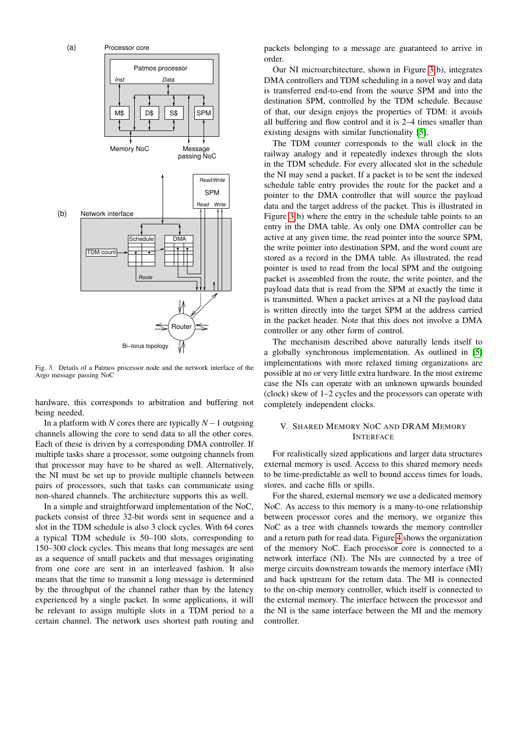Fig. 3. Details of a Patmos processor node and the network interface of the Argo message passing NoC

hardware, this corresponds to arbitration and buffering not being needed.

In a platform with $N$ cores there are typically $N-1$ outgoing channels allowing the core to send data to all the other cores. Each of these is driven by a corresponding DMA controller. If multiple tasks share a processor, some outgoing channels from that processor may have to be shared as well. Alternatively, the NI must be set up to provide multiple channels between pairs of processors, such that tasks can communicate using non-shared channels. The architecture supports this as well.

In a simple and straightforward implementation of the NoC, packets consist of three 32-bit words sent in sequence and a slot in the TDM schedule is also 3 clock cycles. With 64 cores a typical TDM schedule is 50–100 slots, corresponding to 150–300 clock cycles. This means that long messages are sent as a sequence of small packets and that messages originating from one core are sent in an interleaved fashion. It also means that the time to transmit a long message is determined by the throughput of the channel rather than by the latency experienced by a single packet. In some applications, it will be relevant to assign multiple slots in a TDM period to a certain channel. The network uses shortest path routing and packets belonging to a message are guaranteed to arrive in order.

Our NI microarchitecture, shown in Figure 3(b), integrates DMA controllers and TDM scheduling in a novel way and data is transferred end-to-end from the source SPM and into the destination SPM, controlled by the TDM schedule. Because of that, our design enjoys the properties of TDM: it avoids all buffering and flow control and it is 2–4 times smaller than existing designs with similar functionality [5].

The TDM counter corresponds to the wall clock in the railway analogy and it repeatedly indexes through the slots in the TDM schedule. For every allocated slot in the schedule the NI may send a packet. If a packet is to be sent the indexed schedule table entry provides the route for the packet and a pointer to the DMA controller that will source the payload data and the target address of the packet. This is illustrated in Figure 3(b) where the entry in the schedule table points to an entry in the DMA table. As only one DMA controller can be active at any given time, the read pointer into the source SPM, the write pointer into destination SPM, and the word count are stored as a record in the DMA table. As illustrated, the read pointer is used to read from the local SPM and the outgoing packet is assembled from the route, the write pointer, and the payload data that is read from the SPM at exactly the time it is transmitted. When a packet arrives at a NI the payload data is written directly into the target SPM at the address carried in the packet header. Note that this does not involve a DMA controller or any other form of control.

The mechanism described above naturally lends itself to a globally synchronous implementation. As outlined in [5] implementations with more relaxed timing organizations are possible at no or very little extra hardware. In the most extreme case the NIs can operate with an unknown upwards bounded (clock) skew of 1–2 cycles and the processors can operate with completely independent clocks.

## V. Shared Memory NoC and DRAM Memory Interface

For realistically sized applications and larger data structures external memory is used. Access to this shared memory needs to be time-predictable as well to bound access times for loads, stores, and cache fills or spills.

For the shared, external memory we use a dedicated memory NoC. As access to this memory is a many-to-one relationship between processor cores and the memory, we organize this NoC as a tree with channels towards the memory controller and a return path for read data. Figure 4 shows the organization of the memory NoC. Each processor core is connected to a network interface (NI). The NIs are connected by a tree of merge circuits downstream towards the memory interface (MI) and back upstream for the return data. The MI is connected to the on-chip memory controller, which itself is connected to the external memory. The interface between the processor and the NI is the same interface between the MI and the memory controller.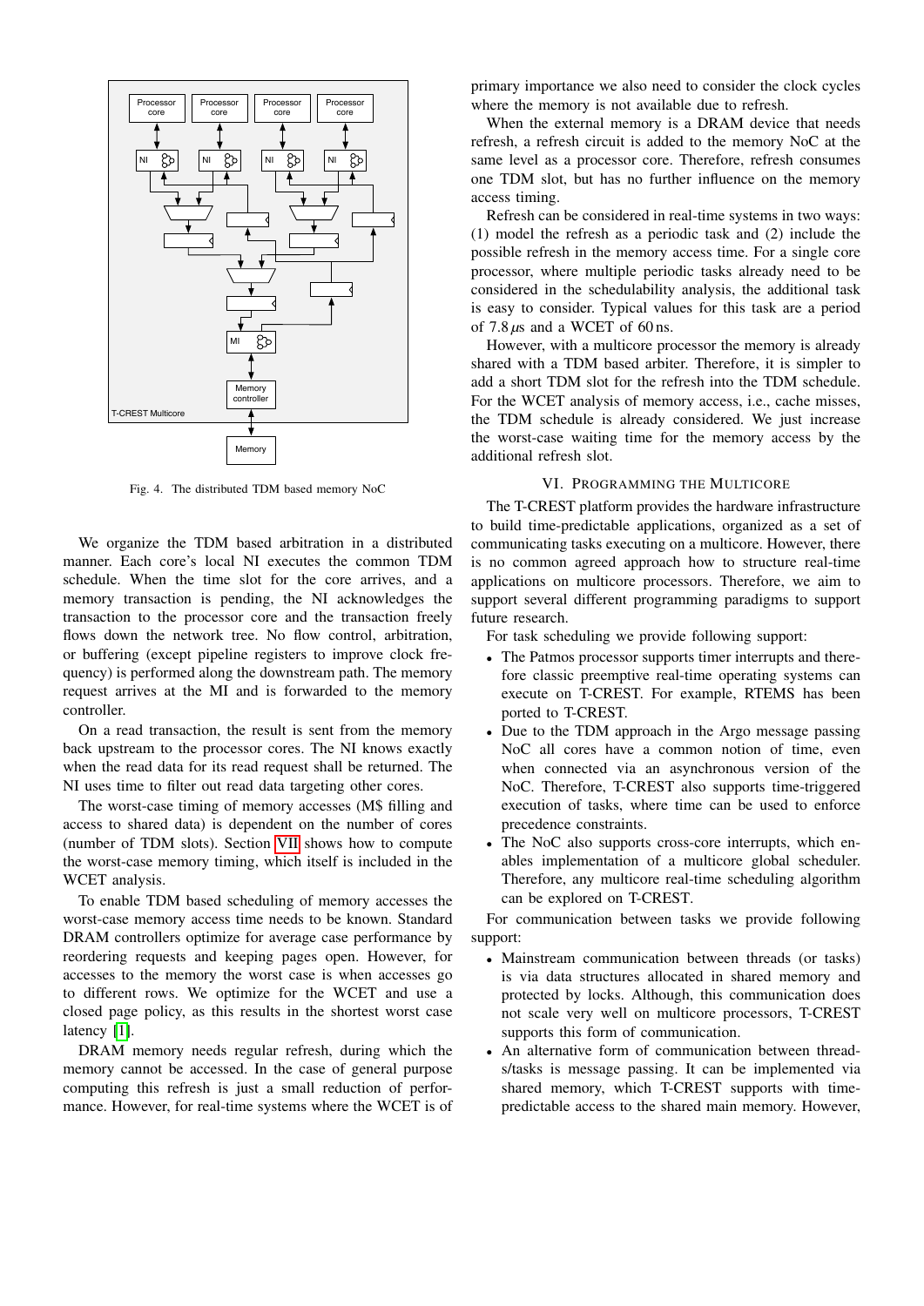Fig. 4. The distributed TDM based memory NoC

We organize the TDM based arbitration in a distributed manner. Each core's local NI executes the common TDM schedule. When the time slot for the core arrives, and a memory transaction is pending, the NI acknowledges the transaction to the processor core and the transaction freely flows down the network tree. No flow control, arbitration, or buffering (except pipeline registers to improve clock frequency) is performed along the downstream path. The memory request arrives at the MI and is forwarded to the memory controller.

On a read transaction, the result is sent from the memory back upstream to the processor cores. The NI knows exactly when the read data for its read request shall be returned. The NI uses time to filter out read data targeting other cores.

The worst-case timing of memory accesses (M$ filling and access to shared data) is dependent on the number of cores (number of TDM slots). Section VII shows how to compute the worst-case memory timing, which itself is included in the WCET analysis.

To enable TDM based scheduling of memory accesses the worst-case memory access time needs to be known. Standard DRAM controllers optimize for average case performance by reordering requests and keeping pages open. However, for accesses to the memory the worst case is when accesses go to different rows. We optimize for the WCET and use a closed page policy, as this results in the shortest worst case latency [1].

DRAM memory needs regular refresh, during which the memory cannot be accessed. In the case of general purpose computing this refresh is just a small reduction of performance. However, for real-time systems where the WCET is of primary importance we also need to consider the clock cycles where the memory is not available due to refresh.

When the external memory is a DRAM device that needs refresh, a refresh circuit is added to the memory NoC at the same level as a processor core. Therefore, refresh consumes one TDM slot, but has no further influence on the memory access timing.

Refresh can be considered in real-time systems in two ways: (1) model the refresh as a periodic task and (2) include the possible refresh in the memory access time. For a single core processor, where multiple periodic tasks already need to be considered in the schedulability analysis, the additional task is easy to consider. Typical values for this task are a period of 7.8 $\mu$s and a WCET of 60 ns.

However, with a multicore processor the memory is already shared with a TDM based arbiter. Therefore, it is simpler to add a short TDM slot for the refresh into the TDM schedule. For the WCET analysis of memory access, i.e., cache misses, the TDM schedule is already considered. We just increase the worst-case waiting time for the memory access by the additional refresh slot.

## VI. Programming the Multicore

The T-CREST platform provides the hardware infrastructure to build time-predictable applications, organized as a set of communicating tasks executing on a multicore. However, there is no common agreed approach how to structure real-time applications on multicore processors. Therefore, we aim to support several different programming paradigms to support future research.

For task scheduling we provide following support:

- The Patmos processor supports timer interrupts and therefore classic preemptive real-time operating systems can execute on T-CREST. For example, RTEMS has been ported to T-CREST.
- Due to the TDM approach in the Argo message passing NoC all cores have a common notion of time, even when connected via an asynchronous version of the NoC. Therefore, T-CREST also supports time-triggered execution of tasks, where time can be used to enforce precedence constraints.
- The NoC also supports cross-core interrupts, which enables implementation of a multicore global scheduler. Therefore, any multicore real-time scheduling algorithm can be explored on T-CREST.

For communication between tasks we provide following support:

- Mainstream communication between threads (or tasks) is via data structures allocated in shared memory and protected by locks. Although, this communication does not scale very well on multicore processors, T-CREST supports this form of communication.
- An alternative form of communication between threads/tasks is message passing. It can be implemented via shared memory, which T-CREST supports with time-predictable access to the shared main memory. However,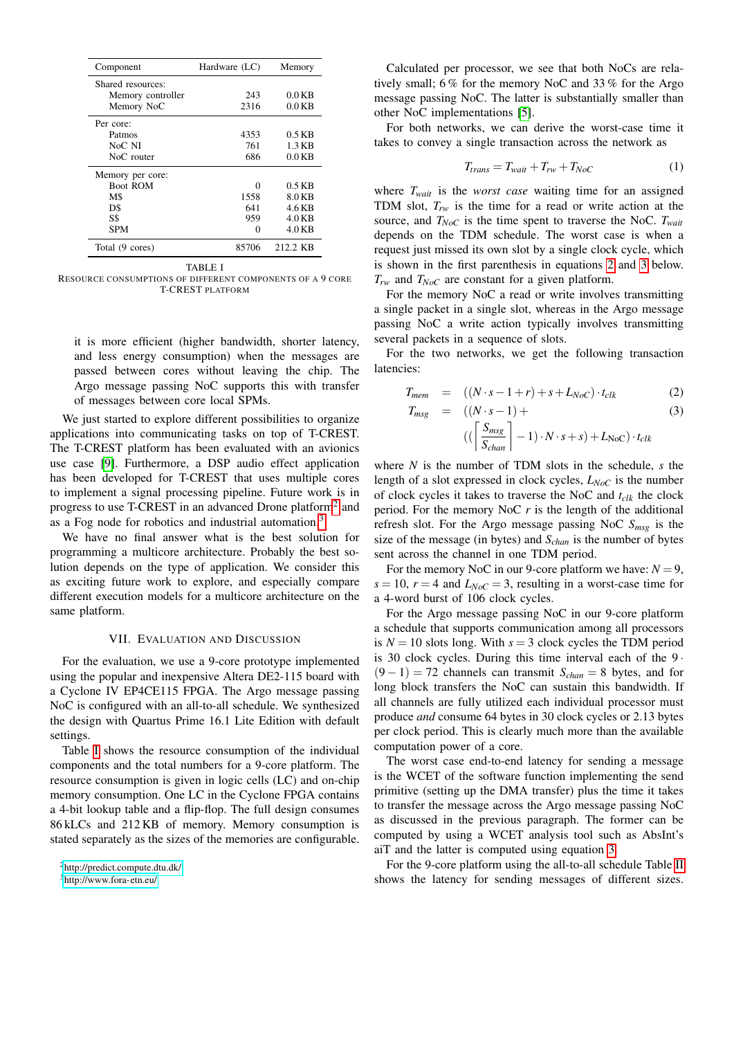| Component | Hardware (LC) | Memory |
|---|---|---|
| Shared resources: | | |
| Memory controller | 243 | 0.0 KB |
| Memory NoC | 2316 | 0.0 KB |
| Per core: | | |
| Patmos | 4353 | 0.5 KB |
| NoC NI | 761 | 1.3 KB |
| NoC router | 686 | 0.0 KB |
| Memory per core: | | |
| Boot ROM | 0 | 0.5 KB |
| M$ | 1558 | 8.0 KB |
| D$ | 641 | 4.6 KB |
| S$ | 959 | 4.0 KB |
| SPM | 0 | 4.0 KB |
| Total (9 cores) | 85706 | 212.2 KB |

TABLE I
RESOURCE CONSUMPTIONS OF DIFFERENT COMPONENTS OF A 9 CORE T-CREST PLATFORM

it is more efficient (higher bandwidth, shorter latency, and less energy consumption) when the messages are passed between cores without leaving the chip. The Argo message passing NoC supports this with transfer of messages between core local SPMs.

We just started to explore different possibilities to organize applications into communicating tasks on top of T-CREST. The T-CREST platform has been evaluated with an avionics use case [9]. Furthermore, a DSP audio effect application has been developed for T-CREST that uses multiple cores to implement a signal processing pipeline. Future work is in progress to use T-CREST in an advanced Drone platform[2] and as a Fog node for robotics and industrial automation.[3]

We have no final answer what is the best solution for programming a multicore architecture. Probably the best solution depends on the type of application. We consider this as exciting future work to explore, and especially compare different execution models for a multicore architecture on the same platform.

## VII. Evaluation and Discussion

For the evaluation, we use a 9-core prototype implemented using the popular and inexpensive Altera DE2-115 board with a Cyclone IV EP4CE115 FPGA. The Argo message passing NoC is configured with an all-to-all schedule. We synthesized the design with Quartus Prime 16.1 Lite Edition with default settings.

Table I shows the resource consumption of the individual components and the total numbers for a 9-core platform. The resource consumption is given in logic cells (LC) and on-chip memory consumption. One LC in the Cyclone FPGA contains a 4-bit lookup table and a flip-flop. The full design consumes 86 kLCs and 212 KB of memory. Memory consumption is stated separately as the sizes of the memories are configurable.

[2] http://predict.compute.dtu.dk/
[3] http://www.fora-etn.eu/

Calculated per processor, we see that both NoCs are relatively small; 6 % for the memory NoC and 33 % for the Argo message passing NoC. The latter is substantially smaller than other NoC implementations [5].

For both networks, we can derive the worst-case time it takes to convey a single transaction across the network as

$$T_{trans} = T_{wait} + T_{rw} + T_{NoC} \tag{1}$$

where $T_{wait}$ is the *worst case* waiting time for an assigned TDM slot, $T_{rw}$ is the time for a read or write action at the source, and $T_{NoC}$ is the time spent to traverse the NoC. $T_{wait}$ depends on the TDM schedule. The worst case is when a request just missed its own slot by a single clock cycle, which is shown in the first parenthesis in equations 2 and 3 below. $T_{rw}$ and $T_{NoC}$ are constant for a given platform.

For the memory NoC a read or write involves transmitting a single packet in a single slot, whereas in the Argo message passing NoC a write action typically involves transmitting several packets in a sequence of slots.

For the two networks, we get the following transaction latencies:

$$T_{mem} = ((N \cdot s - 1 + r) + s + L_{NoC}) \cdot t_{clk} \tag{2}$$

$$T_{msg} = ((N \cdot s - 1) + \left(\left(\left\lceil \frac{S_{msg}}{S_{chan}} \right\rceil - 1\right) \cdot N \cdot s + s\right) + L_{\text{NoC}}) \cdot t_{clk} \tag{3}$$

where $N$ is the number of TDM slots in the schedule, $s$ the length of a slot expressed in clock cycles, $L_{NoC}$ is the number of clock cycles it takes to traverse the NoC and $t_{clk}$ the clock period. For the memory NoC $r$ is the length of the additional refresh slot. For the Argo message passing NoC $S_{msg}$ is the size of the message (in bytes) and $S_{chan}$ is the number of bytes sent across the channel in one TDM period.

For the memory NoC in our 9-core platform we have: $N = 9$, $s = 10$, $r = 4$ and $L_{NoC} = 3$, resulting in a worst-case time for a 4-word burst of 106 clock cycles.

For the Argo message passing NoC in our 9-core platform a schedule that supports communication among all processors is $N = 10$ slots long. With $s = 3$ clock cycles the TDM period is 30 clock cycles. During this time interval each of the $9 \cdot (9-1) = 72$ channels can transmit $S_{chan} = 8$ bytes, and for long block transfers the NoC can sustain this bandwidth. If all channels are fully utilized each individual processor must produce *and* consume 64 bytes in 30 clock cycles or 2.13 bytes per clock period. This is clearly much more than the available computation power of a core.

The worst case end-to-end latency for sending a message is the WCET of the software function implementing the send primitive (setting up the DMA transfer) plus the time it takes to transfer the message across the Argo message passing NoC as discussed in the previous paragraph. The former can be computed by using a WCET analysis tool such as AbsInt's aiT and the latter is computed using equation 3.

For the 9-core platform using the all-to-all schedule Table II shows the latency for sending messages of different sizes.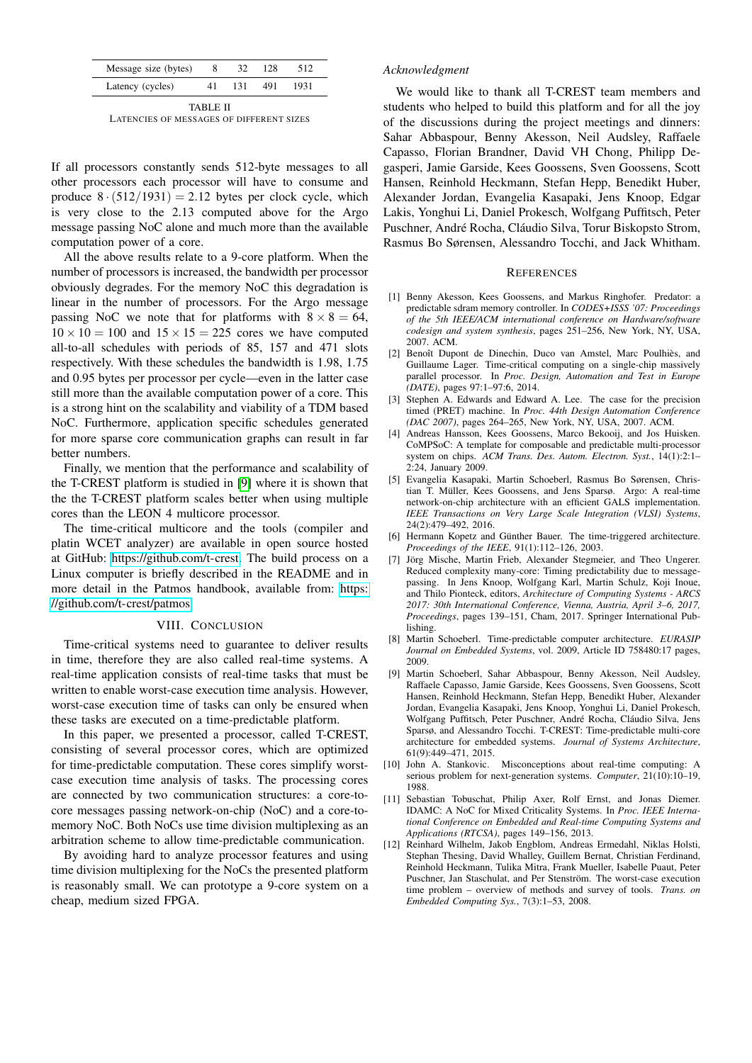| Message size (bytes) | 8 | 32 | 128 | 512 |
|---|---|---|---|---|
| Latency (cycles) | 41 | 131 | 491 | 1931 |

TABLE II
LATENCIES OF MESSAGES OF DIFFERENT SIZES

If all processors constantly sends 512-byte messages to all other processors each processor will have to consume and produce $8 \cdot (512/1931) = 2.12$ bytes per clock cycle, which is very close to the 2.13 computed above for the Argo message passing NoC alone and much more than the available computation power of a core.

All the above results relate to a 9-core platform. When the number of processors is increased, the bandwidth per processor obviously degrades. For the memory NoC this degradation is linear in the number of processors. For the Argo message passing NoC we note that for platforms with $8 \times 8 = 64$, $10 \times 10 = 100$ and $15 \times 15 = 225$ cores we have computed all-to-all schedules with periods of 85, 157 and 471 slots respectively. With these schedules the bandwidth is 1.98, 1.75 and 0.95 bytes per processor per cycle—even in the latter case still more than the available computation power of a core. This is a strong hint on the scalability and viability of a TDM based NoC. Furthermore, application specific schedules generated for more sparse core communication graphs can result in far better numbers.

Finally, we mention that the performance and scalability of the T-CREST platform is studied in [9] where it is shown that the the T-CREST platform scales better when using multiple cores than the LEON 4 multicore processor.

The time-critical multicore and the tools (compiler and platin WCET analyzer) are available in open source hosted at GitHub: https://github.com/t-crest. The build process on a Linux computer is briefly described in the README and in more detail in the Patmos handbook, available from: https://github.com/t-crest/patmos.

## VIII. Conclusion

Time-critical systems need to guarantee to deliver results in time, therefore they are also called real-time systems. A real-time application consists of real-time tasks that must be written to enable worst-case execution time analysis. However, worst-case execution time of tasks can only be ensured when these tasks are executed on a time-predictable platform.

In this paper, we presented a processor, called T-CREST, consisting of several processor cores, which are optimized for time-predictable computation. These cores simplify worst-case execution time analysis of tasks. The processing cores are connected by two communication structures: a core-to-core messages passing network-on-chip (NoC) and a core-to-memory NoC. Both NoCs use time division multiplexing as an arbitration scheme to allow time-predictable communication.

By avoiding hard to analyze processor features and using time division multiplexing for the NoCs the presented platform is reasonably small. We can prototype a 9-core system on a cheap, medium sized FPGA.

### Acknowledgment

We would like to thank all T-CREST team members and students who helped to build this platform and for all the joy of the discussions during the project meetings and dinners: Sahar Abbaspour, Benny Akesson, Neil Audsley, Raffaele Capasso, Florian Brandner, David VH Chong, Philipp Degasperi, Jamie Garside, Kees Goossens, Sven Goossens, Scott Hansen, Reinhold Heckmann, Stefan Hepp, Benedikt Huber, Alexander Jordan, Evangelia Kasapaki, Jens Knoop, Edgar Lakis, Yonghui Li, Daniel Prokesch, Wolfgang Puffitsch, Peter Puschner, André Rocha, Cláudio Silva, Torur Biskopsto Strom, Rasmus Bo Sørensen, Alessandro Tocchi, and Jack Whitham.

## References

[1] Benny Akesson, Kees Goossens, and Markus Ringhofer. Predator: a predictable sdram memory controller. In *CODES+ISSS '07: Proceedings of the 5th IEEE/ACM international conference on Hardware/software codesign and system synthesis*, pages 251–256, New York, NY, USA, 2007. ACM.

[2] Benoît Dupont de Dinechin, Duco van Amstel, Marc Poulhiès, and Guillaume Lager. Time-critical computing on a single-chip massively parallel processor. In *Proc. Design, Automation and Test in Europe (DATE)*, pages 97:1–97:6, 2014.

[3] Stephen A. Edwards and Edward A. Lee. The case for the precision timed (PRET) machine. In *Proc. 44th Design Automation Conference (DAC 2007)*, pages 264–265, New York, NY, USA, 2007. ACM.

[4] Andreas Hansson, Kees Goossens, Marco Bekooij, and Jos Huisken. CoMPSoC: A template for composable and predictable multi-processor system on chips. *ACM Trans. Des. Autom. Electron. Syst.*, 14(1):2:1–2:24, January 2009.

[5] Evangelia Kasapaki, Martin Schoeberl, Rasmus Bo Sørensen, Christian T. Müller, Kees Goossens, and Jens Sparsø. Argo: A real-time network-on-chip architecture with an efficient GALS implementation. *IEEE Transactions on Very Large Scale Integration (VLSI) Systems*, 24(2):479–492, 2016.

[6] Hermann Kopetz and Günther Bauer. The time-triggered architecture. *Proceedings of the IEEE*, 91(1):112–126, 2003.

[7] Jörg Mische, Martin Frieb, Alexander Stegmeier, and Theo Ungerer. Reduced complexity many-core: Timing predictability due to message-passing. In Jens Knoop, Wolfgang Karl, Martin Schulz, Koji Inoue, and Thilo Pionteck, editors, *Architecture of Computing Systems - ARCS 2017: 30th International Conference, Vienna, Austria, April 3–6, 2017, Proceedings*, pages 139–151, Cham, 2017. Springer International Publishing.

[8] Martin Schoeberl. Time-predictable computer architecture. *EURASIP Journal on Embedded Systems*, vol. 2009, Article ID 758480:17 pages, 2009.

[9] Martin Schoeberl, Sahar Abbaspour, Benny Akesson, Neil Audsley, Raffaele Capasso, Jamie Garside, Kees Goossens, Sven Goossens, Scott Hansen, Reinhold Heckmann, Stefan Hepp, Benedikt Huber, Alexander Jordan, Evangelia Kasapaki, Jens Knoop, Yonghui Li, Daniel Prokesch, Wolfgang Puffitsch, Peter Puschner, André Rocha, Cláudio Silva, Jens Sparsø, and Alessandro Tocchi. T-CREST: Time-predictable multi-core architecture for embedded systems. *Journal of Systems Architecture*, 61(9):449–471, 2015.

[10] John A. Stankovic. Misconceptions about real-time computing: A serious problem for next-generation systems. *Computer*, 21(10):10–19, 1988.

[11] Sebastian Tobuschat, Philip Axer, Rolf Ernst, and Jonas Diemer. IDAMC: A NoC for Mixed Criticality Systems. In *Proc. IEEE International Conference on Embedded and Real-time Computing Systems and Applications (RTCSA)*, pages 149–156, 2013.

[12] Reinhard Wilhelm, Jakob Engblom, Andreas Ermedahl, Niklas Holsti, Stephan Thesing, David Whalley, Guillem Bernat, Christian Ferdinand, Reinhold Heckmann, Tulika Mitra, Frank Mueller, Isabelle Puaut, Peter Puschner, Jan Staschulat, and Per Stenström. The worst-case execution time problem – overview of methods and survey of tools. *Trans. on Embedded Computing Sys.*, 7(3):1–53, 2008.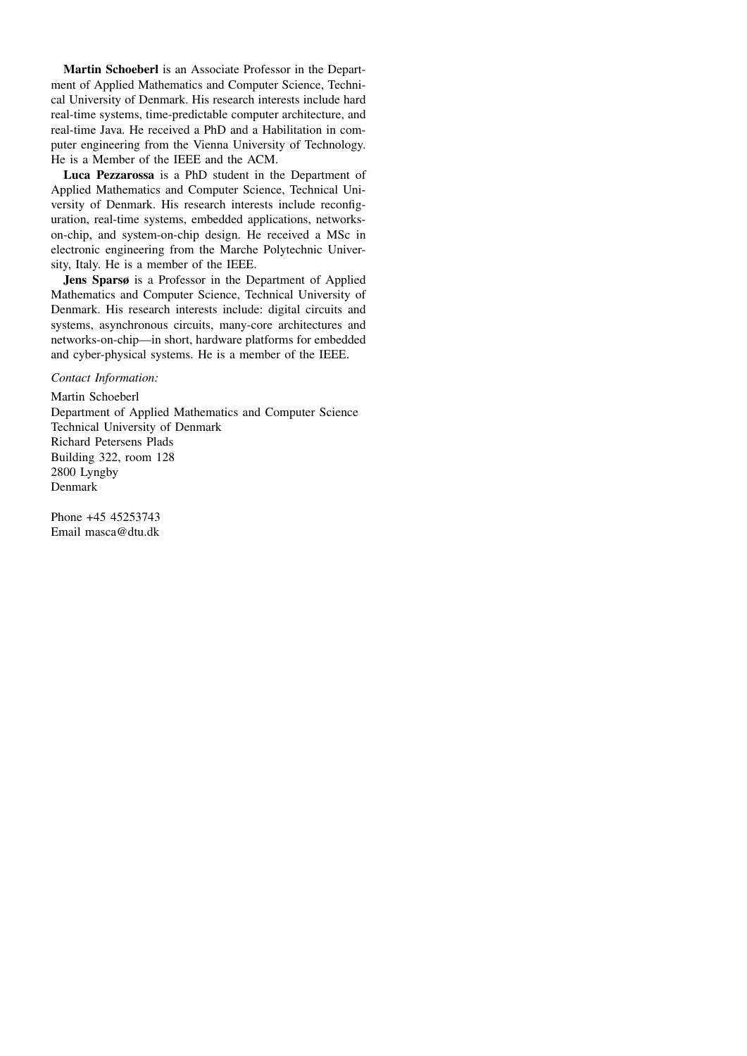**Martin Schoeberl** is an Associate Professor in the Department of Applied Mathematics and Computer Science, Technical University of Denmark. His research interests include hard real-time systems, time-predictable computer architecture, and real-time Java. He received a PhD and a Habilitation in computer engineering from the Vienna University of Technology. He is a Member of the IEEE and the ACM.

**Luca Pezzarossa** is a PhD student in the Department of Applied Mathematics and Computer Science, Technical University of Denmark. His research interests include reconfiguration, real-time systems, embedded applications, networks-on-chip, and system-on-chip design. He received a MSc in electronic engineering from the Marche Polytechnic University, Italy. He is a member of the IEEE.

**Jens Sparsø** is a Professor in the Department of Applied Mathematics and Computer Science, Technical University of Denmark. His research interests include: digital circuits and systems, asynchronous circuits, many-core architectures and networks-on-chip—in short, hardware platforms for embedded and cyber-physical systems. He is a member of the IEEE.

*Contact Information:*

Martin Schoeberl
Department of Applied Mathematics and Computer Science
Technical University of Denmark
Richard Petersens Plads
Building 322, room 128
2800 Lyngby
Denmark

Phone +45 45253743
Email masca@dtu.dk